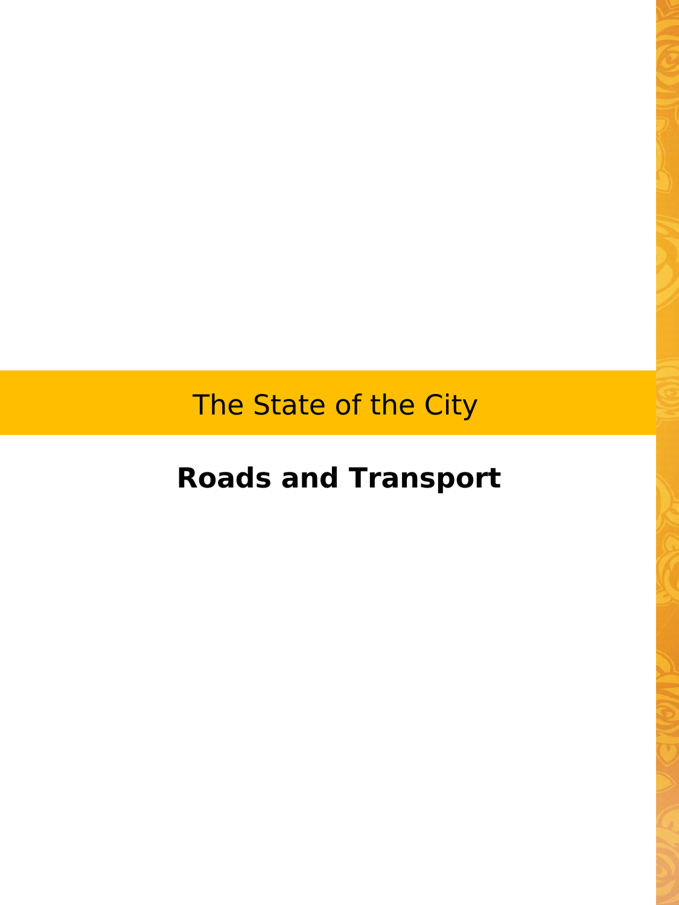# The State of the City

## Roads and Transport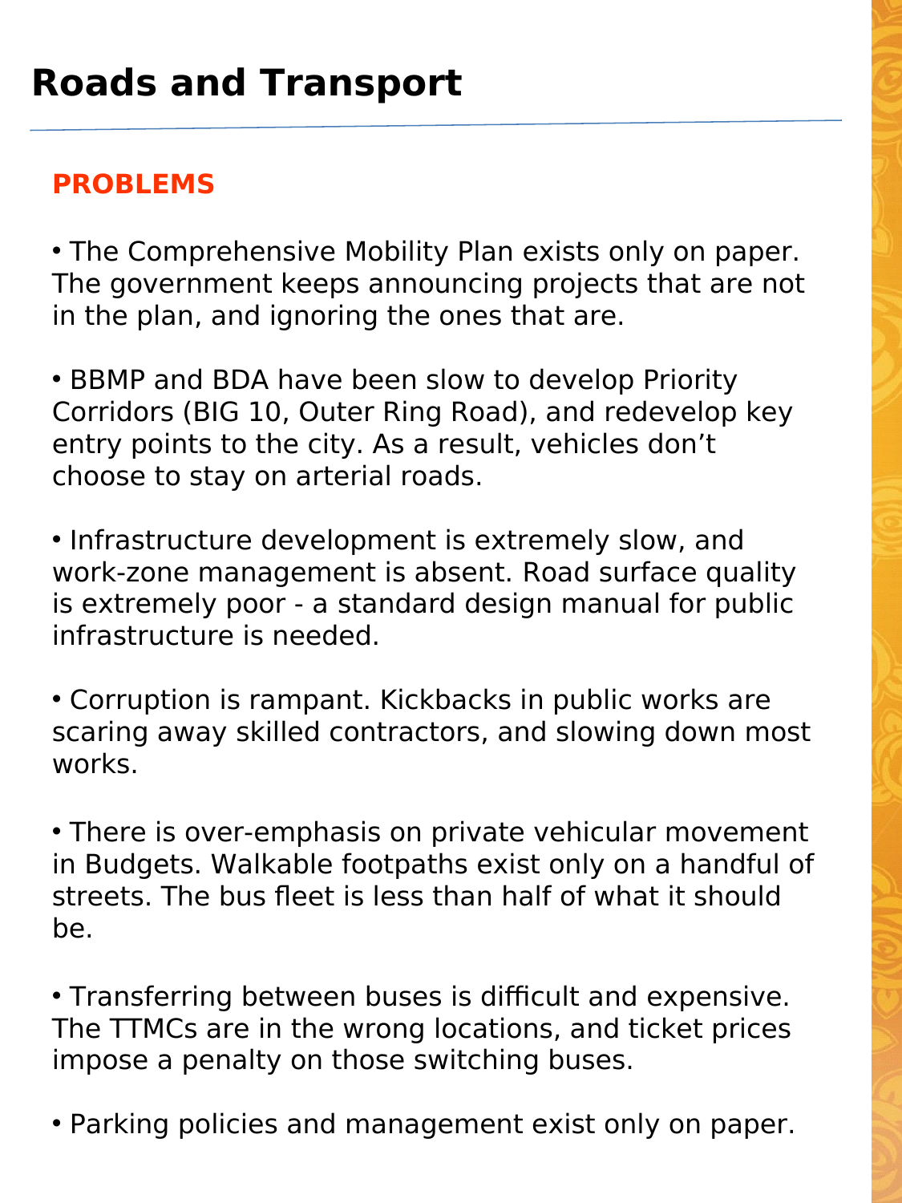# Roads and Transport

## PROBLEMS

- The Comprehensive Mobility Plan exists only on paper. The government keeps announcing projects that are not in the plan, and ignoring the ones that are.

- BBMP and BDA have been slow to develop Priority Corridors (BIG 10, Outer Ring Road), and redevelop key entry points to the city. As a result, vehicles don't choose to stay on arterial roads.

- Infrastructure development is extremely slow, and work-zone management is absent. Road surface quality is extremely poor - a standard design manual for public infrastructure is needed.

- Corruption is rampant. Kickbacks in public works are scaring away skilled contractors, and slowing down most works.

- There is over-emphasis on private vehicular movement in Budgets. Walkable footpaths exist only on a handful of streets. The bus fleet is less than half of what it should be.

- Transferring between buses is difficult and expensive. The TTMCs are in the wrong locations, and ticket prices impose a penalty on those switching buses.

- Parking policies and management exist only on paper.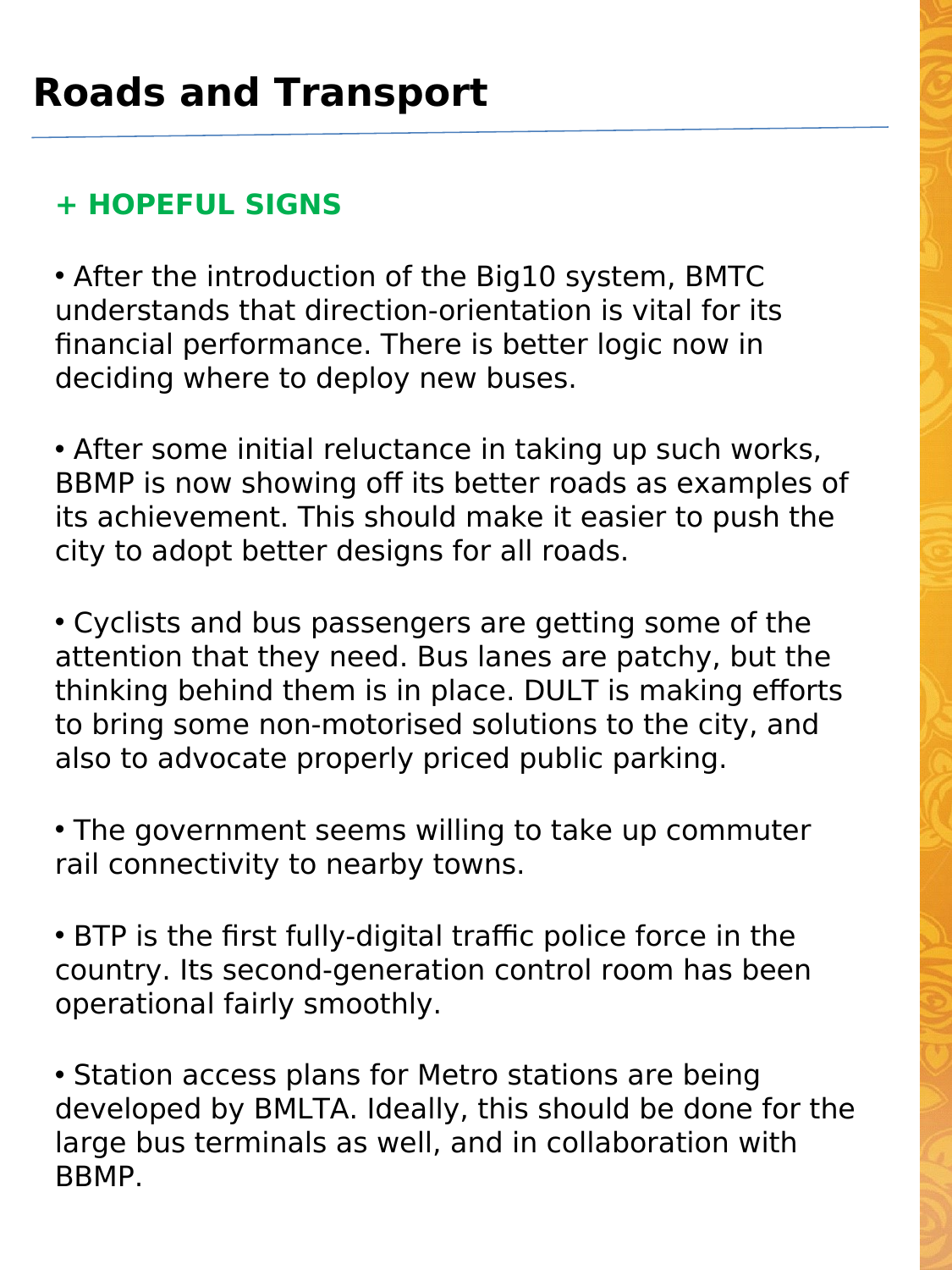# Roads and Transport

## + HOPEFUL SIGNS

- After the introduction of the Big10 system, BMTC understands that direction-orientation is vital for its financial performance. There is better logic now in deciding where to deploy new buses.

- After some initial reluctance in taking up such works, BBMP is now showing off its better roads as examples of its achievement. This should make it easier to push the city to adopt better designs for all roads.

- Cyclists and bus passengers are getting some of the attention that they need. Bus lanes are patchy, but the thinking behind them is in place. DULT is making efforts to bring some non-motorised solutions to the city, and also to advocate properly priced public parking.

- The government seems willing to take up commuter rail connectivity to nearby towns.

- BTP is the first fully-digital traffic police force in the country. Its second-generation control room has been operational fairly smoothly.

- Station access plans for Metro stations are being developed by BMLTA. Ideally, this should be done for the large bus terminals as well, and in collaboration with BBMP.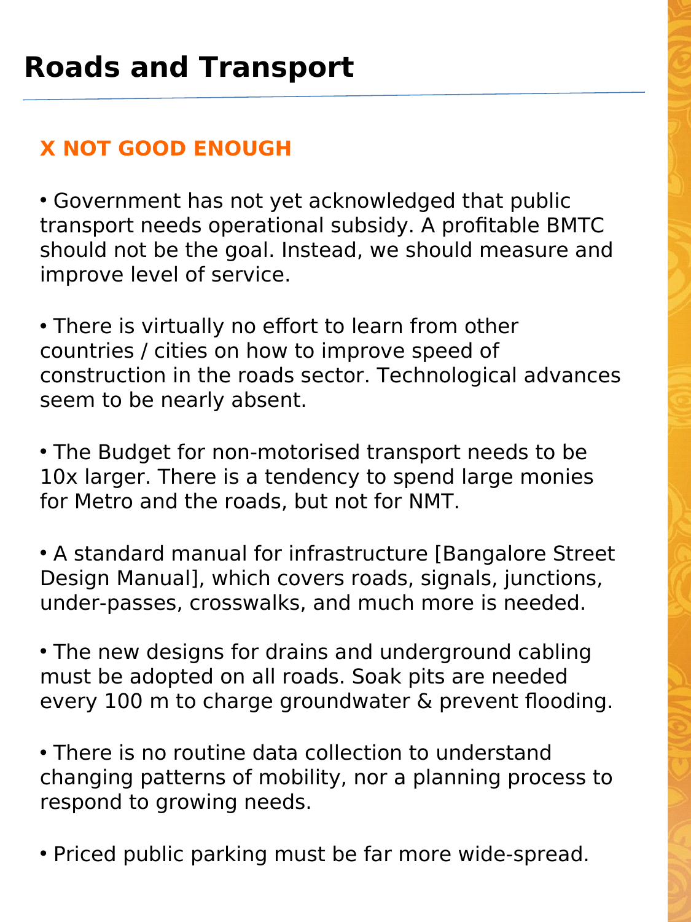# Roads and Transport

**X NOT GOOD ENOUGH**

- Government has not yet acknowledged that public transport needs operational subsidy. A profitable BMTC should not be the goal. Instead, we should measure and improve level of service.

- There is virtually no effort to learn from other countries / cities on how to improve speed of construction in the roads sector. Technological advances seem to be nearly absent.

- The Budget for non-motorised transport needs to be 10x larger. There is a tendency to spend large monies for Metro and the roads, but not for NMT.

- A standard manual for infrastructure [Bangalore Street Design Manual], which covers roads, signals, junctions, under-passes, crosswalks, and much more is needed.

- The new designs for drains and underground cabling must be adopted on all roads. Soak pits are needed every 100 m to charge groundwater & prevent flooding.

- There is no routine data collection to understand changing patterns of mobility, nor a planning process to respond to growing needs.

- Priced public parking must be far more wide-spread.